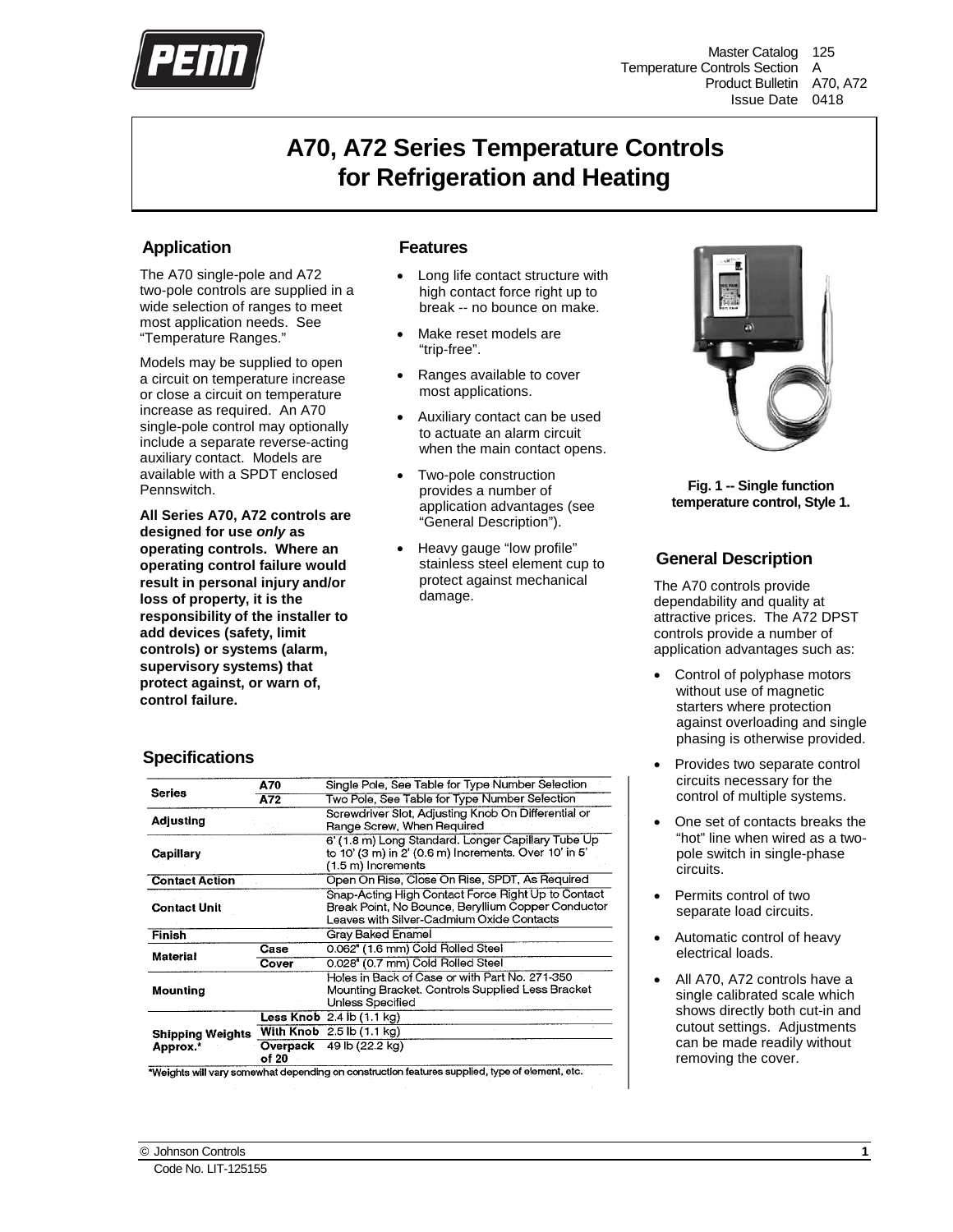Master Catalog 125
Temperature Controls Section A
Product Bulletin A70, A72
Issue Date 0418

# A70, A72 Series Temperature Controls for Refrigeration and Heating

## Application

The A70 single-pole and A72 two-pole controls are supplied in a wide selection of ranges to meet most application needs. See "Temperature Ranges."

Models may be supplied to open a circuit on temperature increase or close a circuit on temperature increase as required. An A70 single-pole control may optionally include a separate reverse-acting auxiliary contact. Models are available with a SPDT enclosed Pennswitch.

**All Series A70, A72 controls are designed for use *only* as operating controls. Where an operating control failure would result in personal injury and/or loss of property, it is the responsibility of the installer to add devices (safety, limit controls) or systems (alarm, supervisory systems) that protect against, or warn of, control failure.**

## Features

- Long life contact structure with high contact force right up to break -- no bounce on make.
- Make reset models are "trip-free".
- Ranges available to cover most applications.
- Auxiliary contact can be used to actuate an alarm circuit when the main contact opens.
- Two-pole construction provides a number of application advantages (see "General Description").
- Heavy gauge "low profile" stainless steel element cup to protect against mechanical damage.

**Fig. 1 -- Single function temperature control, Style 1.**

## General Description

The A70 controls provide dependability and quality at attractive prices. The A72 DPST controls provide a number of application advantages such as:

- Control of polyphase motors without use of magnetic starters where protection against overloading and single phasing is otherwise provided.
- Provides two separate control circuits necessary for the control of multiple systems.
- One set of contacts breaks the "hot" line when wired as a two-pole switch in single-phase circuits.
- Permits control of two separate load circuits.
- Automatic control of heavy electrical loads.
- All A70, A72 controls have a single calibrated scale which shows directly both cut-in and cutout settings. Adjustments can be made readily without removing the cover.

## Specifications

| | | |
|---|---|---|
| **Series** | **A70** | Single Pole, See Table for Type Number Selection |
| | **A72** | Two Pole, See Table for Type Number Selection |
| **Adjusting** | | Screwdriver Slot, Adjusting Knob On Differential or Range Screw, When Required |
| **Capillary** | | 6' (1.8 m) Long Standard. Longer Capillary Tube Up to 10' (3 m) in 2' (0.6 m) Increments. Over 10' in 5' (1.5 m) Increments |
| **Contact Action** | | Open On Rise, Close On Rise, SPDT, As Required |
| **Contact Unit** | | Snap-Acting High Contact Force Right Up to Contact Break Point, No Bounce, Beryllium Copper Conductor Leaves with Silver-Cadmium Oxide Contacts |
| **Finish** | | Gray Baked Enamel |
| **Material** | **Case** | 0.062" (1.6 mm) Cold Rolled Steel |
| | **Cover** | 0.028" (0.7 mm) Cold Rolled Steel |
| **Mounting** | | Holes in Back of Case or with Part No. 271-350 Mounting Bracket. Controls Supplied Less Bracket Unless Specified |
| **Shipping Weights Approx.*** | **Less Knob** | 2.4 lb (1.1 kg) |
| | **With Knob** | 2.5 lb (1.1 kg) |
| | **Overpack of 20** | 49 lb (22.2 kg) |

*Weights will vary somewhat depending on construction features supplied, type of element, etc.

© Johnson Controls

Code No. LIT-125155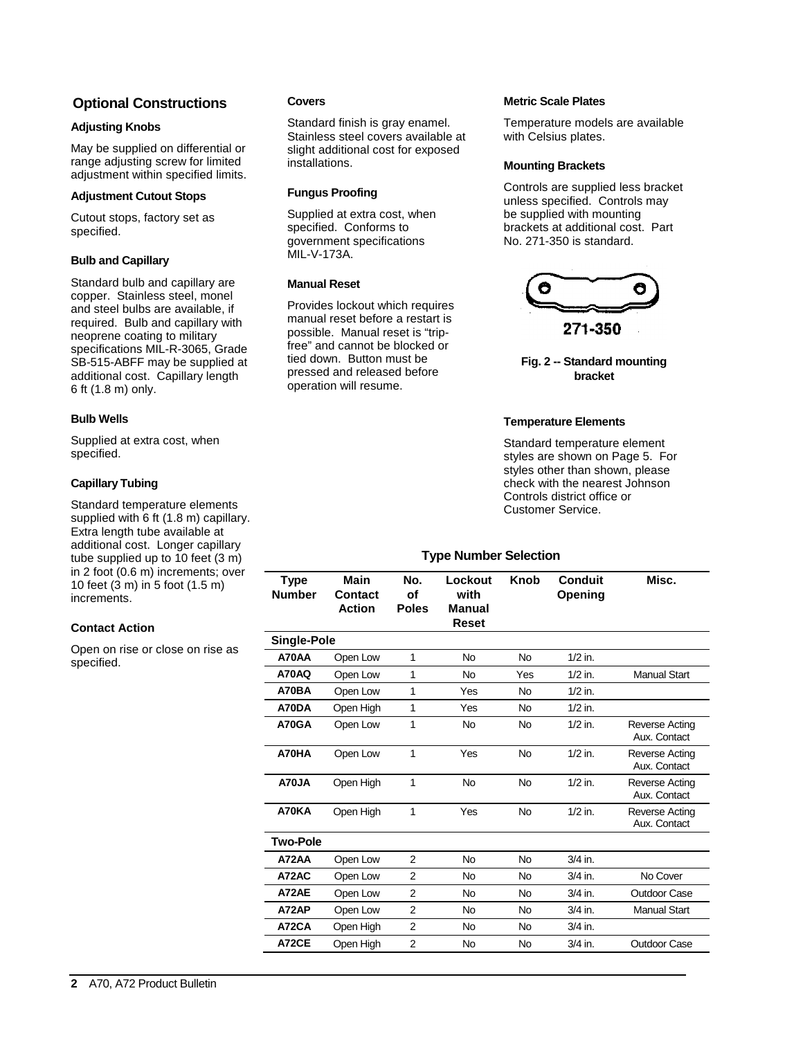## Optional Constructions

### Adjusting Knobs

May be supplied on differential or range adjusting screw for limited adjustment within specified limits.

### Adjustment Cutout Stops

Cutout stops, factory set as specified.

### Bulb and Capillary

Standard bulb and capillary are copper. Stainless steel, monel and steel bulbs are available, if required. Bulb and capillary with neoprene coating to military specifications MIL-R-3065, Grade SB-515-ABFF may be supplied at additional cost. Capillary length 6 ft (1.8 m) only.

### Bulb Wells

Supplied at extra cost, when specified.

### Capillary Tubing

Standard temperature elements supplied with 6 ft (1.8 m) capillary. Extra length tube available at additional cost. Longer capillary tube supplied up to 10 feet (3 m) in 2 foot (0.6 m) increments; over 10 feet (3 m) in 5 foot (1.5 m) increments.

### Contact Action

Open on rise or close on rise as specified.

### Covers

Standard finish is gray enamel. Stainless steel covers available at slight additional cost for exposed installations.

### Fungus Proofing

Supplied at extra cost, when specified. Conforms to government specifications MIL-V-173A.

### Manual Reset

Provides lockout which requires manual reset before a restart is possible. Manual reset is "trip-free" and cannot be blocked or tied down. Button must be pressed and released before operation will resume.

### Metric Scale Plates

Temperature models are available with Celsius plates.

### Mounting Brackets

Controls are supplied less bracket unless specified. Controls may be supplied with mounting brackets at additional cost. Part No. 271-350 is standard.

271-350

**Fig. 2 -- Standard mounting bracket**

### Temperature Elements

Standard temperature element styles are shown on Page 5. For styles other than shown, please check with the nearest Johnson Controls district office or Customer Service.

### Type Number Selection

| Type Number | Main Contact Action | No. of Poles | Lockout with Manual Reset | Knob | Conduit Opening | Misc. |
|---|---|---|---|---|---|---|
| **Single-Pole** | | | | | | |
| **A70AA** | Open Low | 1 | No | No | 1/2 in. | |
| **A70AQ** | Open Low | 1 | No | Yes | 1/2 in. | Manual Start |
| **A70BA** | Open Low | 1 | Yes | No | 1/2 in. | |
| **A70DA** | Open High | 1 | Yes | No | 1/2 in. | |
| **A70GA** | Open Low | 1 | No | No | 1/2 in. | Reverse Acting Aux. Contact |
| **A70HA** | Open Low | 1 | Yes | No | 1/2 in. | Reverse Acting Aux. Contact |
| **A70JA** | Open High | 1 | No | No | 1/2 in. | Reverse Acting Aux. Contact |
| **A70KA** | Open High | 1 | Yes | No | 1/2 in. | Reverse Acting Aux. Contact |
| **Two-Pole** | | | | | | |
| **A72AA** | Open Low | 2 | No | No | 3/4 in. | |
| **A72AC** | Open Low | 2 | No | No | 3/4 in. | No Cover |
| **A72AE** | Open Low | 2 | No | No | 3/4 in. | Outdoor Case |
| **A72AP** | Open Low | 2 | No | No | 3/4 in. | Manual Start |
| **A72CA** | Open High | 2 | No | No | 3/4 in. | |
| **A72CE** | Open High | 2 | No | No | 3/4 in. | Outdoor Case |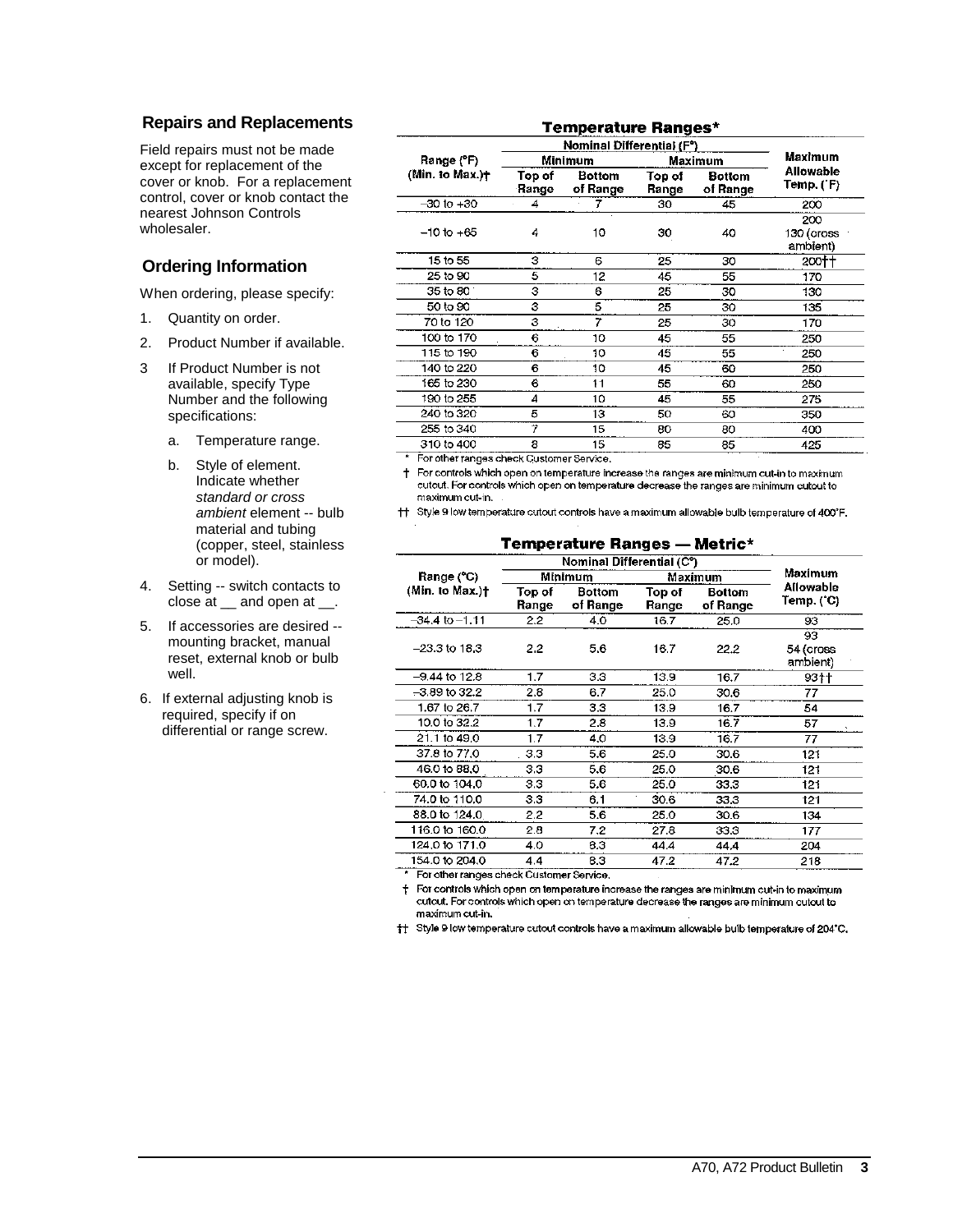## Repairs and Replacements

Field repairs must not be made except for replacement of the cover or knob. For a replacement control, cover or knob contact the nearest Johnson Controls wholesaler.

## Ordering Information

When ordering, please specify:

1. Quantity on order.
2. Product Number if available.
3. If Product Number is not available, specify Type Number and the following specifications:
   a. Temperature range.
   b. Style of element. Indicate whether *standard or cross ambient* element -- bulb material and tubing (copper, steel, stainless or model).
4. Setting -- switch contacts to close at __ and open at __.
5. If accessories are desired -- mounting bracket, manual reset, external knob or bulb well.
6. If external adjusting knob is required, specify if on differential or range screw.

### Temperature Ranges*

| Range (°F) (Min. to Max.)† | Nominal Differential (F°) | | | | Maximum Allowable Temp. (°F) |
|---|---|---|---|---|---|
| | Minimum | | Maximum | | |
| | Top of Range | Bottom of Range | Top of Range | Bottom of Range | |
| −30 to +30 | 4 | 7 | 30 | 45 | 200 |
| −10 to +65 | 4 | 10 | 30 | 40 | 200 130 (cross ambient) |
| 15 to 55 | 3 | 6 | 25 | 30 | 200†† |
| 25 to 90 | 5 | 12 | 45 | 55 | 170 |
| 35 to 80 | 3 | 6 | 25 | 30 | 130 |
| 50 to 90 | 3 | 5 | 25 | 30 | 135 |
| 70 to 120 | 3 | 7 | 25 | 30 | 170 |
| 100 to 170 | 6 | 10 | 45 | 55 | 250 |
| 115 to 190 | 6 | 10 | 45 | 55 | 250 |
| 140 to 220 | 6 | 10 | 45 | 60 | 250 |
| 165 to 230 | 6 | 11 | 55 | 60 | 250 |
| 190 to 255 | 4 | 10 | 45 | 55 | 275 |
| 240 to 320 | 5 | 13 | 50 | 60 | 350 |
| 255 to 340 | 7 | 15 | 80 | 80 | 400 |
| 310 to 400 | 8 | 15 | 85 | 85 | 425 |

\* For other ranges check Customer Service.

† For controls which open on temperature increase the ranges are minimum cut-in to maximum cutout. For controls which open on temperature decrease the ranges are minimum cutout to maximum cut-in.

†† Style 9 low temperature cutout controls have a maximum allowable bulb temperature of 400°F.

### Temperature Ranges — Metric*

| Range (°C) (Min. to Max.)† | Nominal Differential (C°) | | | | Maximum Allowable Temp. (°C) |
|---|---|---|---|---|---|
| | Minimum | | Maximum | | |
| | Top of Range | Bottom of Range | Top of Range | Bottom of Range | |
| −34.4 to −1.11 | 2.2 | 4.0 | 16.7 | 25.0 | 93 |
| −23.3 to 18.3 | 2.2 | 5.6 | 16.7 | 22.2 | 93 54 (cross ambient) |
| −9.44 to 12.8 | 1.7 | 3.3 | 13.9 | 16.7 | 93†† |
| −3.89 to 32.2 | 2.8 | 6.7 | 25.0 | 30.6 | 77 |
| 1.67 to 26.7 | 1.7 | 3.3 | 13.9 | 16.7 | 54 |
| 10.0 to 32.2 | 1.7 | 2.8 | 13.9 | 16.7 | 57 |
| 21.1 to 49.0 | 1.7 | 4.0 | 13.9 | 16.7 | 77 |
| 37.8 to 77.0 | 3.3 | 5.6 | 25.0 | 30.6 | 121 |
| 46.0 to 88.0 | 3.3 | 5.6 | 25.0 | 30.6 | 121 |
| 60.0 to 104.0 | 3.3 | 5.6 | 25.0 | 33.3 | 121 |
| 74.0 to 110.0 | 3.3 | 6.1 | 30.6 | 33.3 | 121 |
| 88.0 to 124.0 | 2.2 | 5.6 | 25.0 | 30.6 | 134 |
| 116.0 to 160.0 | 2.8 | 7.2 | 27.8 | 33.3 | 177 |
| 124.0 to 171.0 | 4.0 | 8.3 | 44.4 | 44.4 | 204 |
| 154.0 to 204.0 | 4.4 | 8.3 | 47.2 | 47.2 | 218 |

\* For other ranges check Customer Service.

† For controls which open on temperature increase the ranges are minimum cut-in to maximum cutout. For controls which open on temperature decrease the ranges are minimum cutout to maximum cut-in.

†† Style 9 low temperature cutout controls have a maximum allowable bulb temperature of 204°C.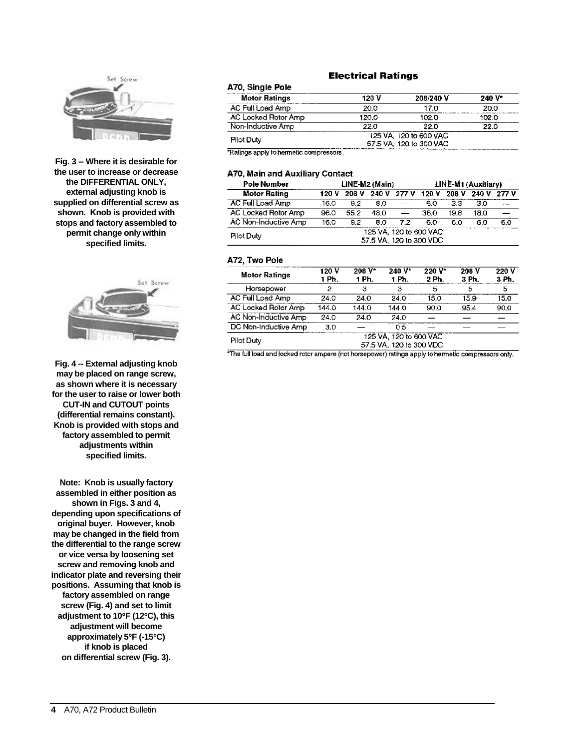Fig. 3 -- Where it is desirable for the user to increase or decrease the DIFFERENTIAL ONLY, external adjusting knob is supplied on differential screw as shown. Knob is provided with stops and factory assembled to permit change only within specified limits.

Fig. 4 -- External adjusting knob may be placed on range screw, as shown where it is necessary for the user to raise or lower both CUT-IN and CUTOUT points (differential remains constant). Knob is provided with stops and factory assembled to permit adjustments within specified limits.

Note: Knob is usually factory assembled in either position as shown in Figs. 3 and 4, depending upon specifications of original buyer. However, knob may be changed in the field from the differential to the range screw or vice versa by loosening set screw and removing knob and indicator plate and reversing their positions. Assuming that knob is factory assembled on range screw (Fig. 4) and set to limit adjustment to 10°F (12°C), this adjustment will become approximately 5°F (-15°C) if knob is placed on differential screw (Fig. 3).

## Electrical Ratings

### A70, Single Pole

| Motor Ratings | 120 V | 208/240 V | 240 V* |
|---|---|---|---|
| AC Full Load Amp | 20.0 | 17.0 | 20.0 |
| AC Locked Rotor Amp | 120.0 | 102.0 | 102.0 |
| Non-Inductive Amp | 22.0 | 22.0 | 22.0 |
| Pilot Duty | 125 VA, 120 to 600 VAC<br>57.5 VA, 120 to 300 VAC | | |

*Ratings apply to hermetic compressors.

### A70, Main and Auxiliary Contact

| Pole Number | LINE-M2 (Main) | | | | LINE-M1 (Auxiliary) | | | |
|---|---|---|---|---|---|---|---|---|
| Motor Rating | 120 V | 208 V | 240 V | 277 V | 120 V | 208 V | 240 V | 277 V |
| AC Full Load Amp | 16.0 | 9.2 | 8.0 | — | 6.0 | 3.3 | 3.0 | — |
| AC Locked Rotor Amp | 96.0 | 55.2 | 48.0 | — | 36.0 | 19.8 | 18.0 | — |
| AC Non-Inductive Amp | 16.0 | 9.2 | 8.0 | 7.2 | 6.0 | 6.0 | 6.0 | 6.0 |
| Pilot Duty | 125 VA, 120 to 600 VAC<br>57.5 VA, 120 to 300 VDC | | | | | | | |

### A72, Two Pole

| Motor Ratings | 120 V 1 Ph. | 208 V* 1 Ph. | 240 V* 1 Ph. | 220 V* 2 Ph. | 208 V 3 Ph. | 220 V 3 Ph. |
|---|---|---|---|---|---|---|
| Horsepower | 2 | 3 | 3 | 5 | 5 | 5 |
| AC Full Load Amp | 24.0 | 24.0 | 24.0 | 15.0 | 15.9 | 15.0 |
| AC Locked Rotor Amp | 144.0 | 144.0 | 144.0 | 90.0 | 95.4 | 90.0 |
| AC Non-Inductive Amp | 24.0 | 24.0 | 24.0 | — | — | — |
| DC Non-Inductive Amp | 3.0 | — | 0.5 | — | — | — |
| Pilot Duty | 125 VA, 120 to 600 VAC<br>57.5 VA, 120 to 300 VDC | | | | | |

*The full load and locked rotor ampere (not horsepower) ratings apply to hermetic compressors only.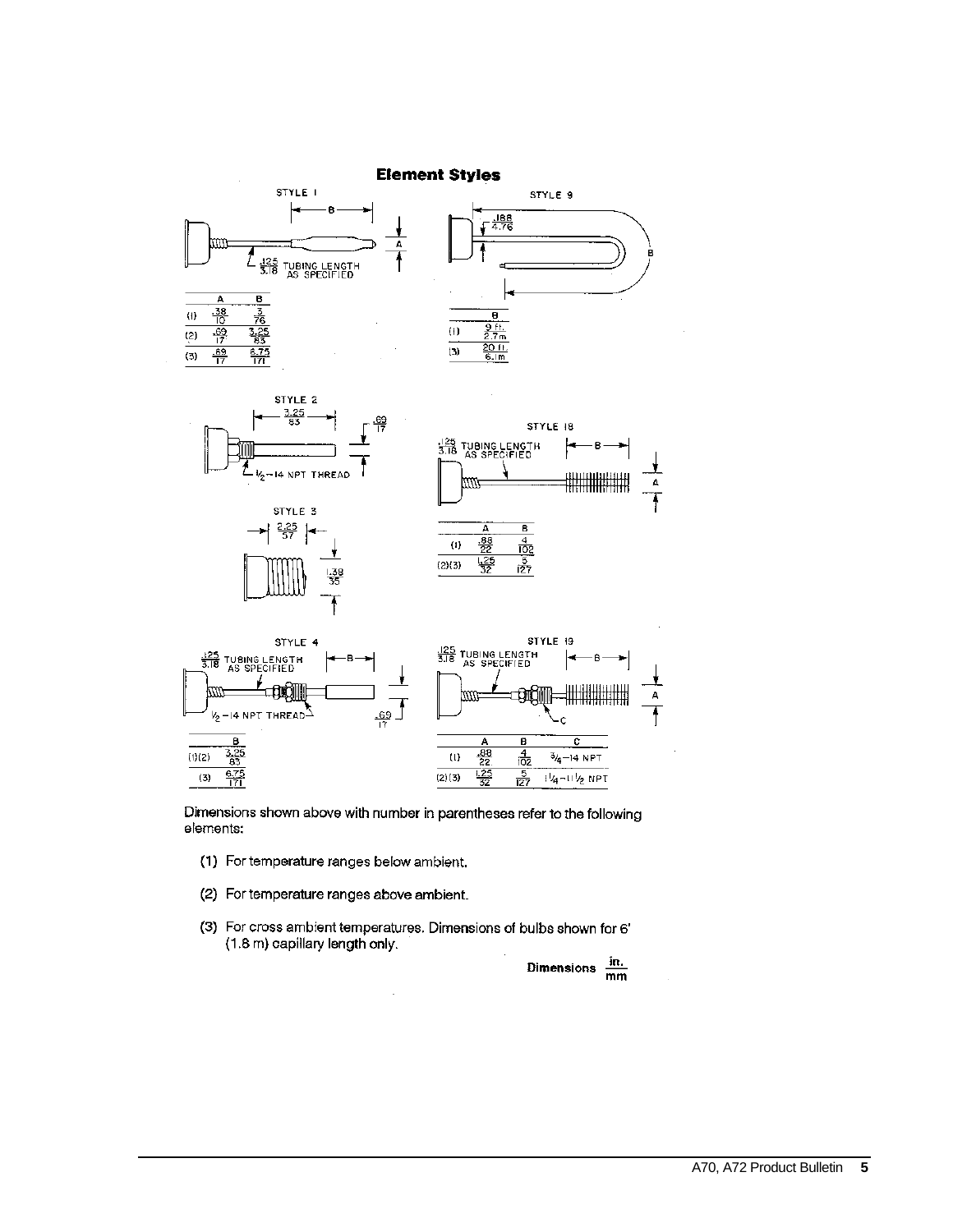## Element Styles

STYLE 1

.125/3.18 TUBING LENGTH AS SPECIFIED

|  | A | B |
|---|---|---|
| (1) | .38/10 | 3/76 |
| (2) | .69/17 | 3.25/83 |
| (3) | .69/17 | 6.75/171 |

STYLE 9

.188/4.76

|  | B |
|---|---|
| (1) | 9 Ft./2.7 m |
| (3) | 20 ft./6.1 m |

STYLE 2

3.25/83

.69/17

1/2–14 NPT THREAD

STYLE 18

.125/3.18 TUBING LENGTH AS SPECIFIED

|  | A | B |
|---|---|---|
| (1) | .88/22 | 4/102 |
| (2)(3) | 1.25/32 | 5/127 |

STYLE 3

2.25/57

1.38/35

STYLE 4

.125/3.18 TUBING LENGTH AS SPECIFIED

1/2–14 NPT THREAD

.69/17

|  | B |
|---|---|
| (1)(2) | 3.25/83 |
| (3) | 6.75/171 |

STYLE 19

.125/3.18 TUBING LENGTH AS SPECIFIED

|  | A | B | C |
|---|---|---|---|
| (1) | .88/22 | 4/102 | 3/4–14 NPT |
| (2)(3) | 1.25/32 | 5/127 | 1 1/4–11 1/2 NPT |

Dimensions shown above with number in parentheses refer to the following elements:

(1) For temperature ranges below ambient.

(2) For temperature ranges above ambient.

(3) For cross ambient temperatures. Dimensions of bulbs shown for 6' (1.8 m) capillary length only.

**Dimensions** in./mm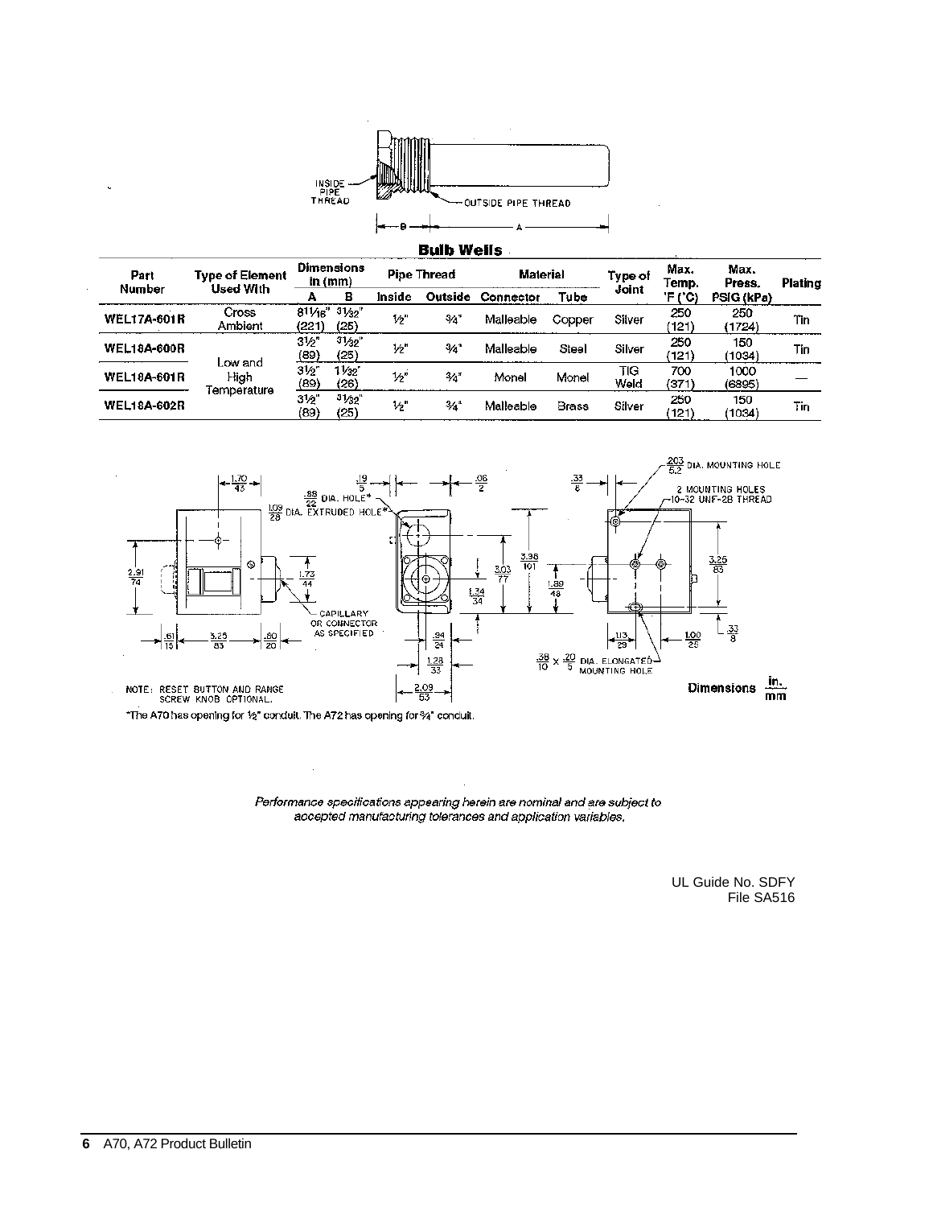## Bulb Wells

| Part Number | Type of Element Used With | Dimensions in (mm) | | Pipe Thread | | Material | | Type of Joint | Max. Temp. °F (°C) | Max. Press. PSIG (kPa) | Plating |
|---|---|---|---|---|---|---|---|---|---|---|---|
| | | A | B | Inside | Outside | Connector | Tube | | | | |
| WEL17A-601R | Cross Ambient | 8 11/16" (221) | 31/32" (25) | ½" | ¾" | Malleable | Copper | Silver | 250 (121) | 250 (1724) | Tin |
| WEL18A-600R | Low and High Temperature | 3½" (89) | 31/32" (25) | ½" | ¾" | Malleable | Steel | Silver | 250 (121) | 150 (1034) | Tin |
| WEL18A-601R | | 3½" (89) | 1 1/32" (26) | ½" | ¾" | Monel | Monel | TIG Weld | 700 (371) | 1000 (6895) | — |
| WEL18A-602R | | 3½" (89) | 31/32" (25) | ½" | ¾" | Malleable | Brass | Silver | 250 (121) | 150 (1034) | Tin |

NOTE: RESET BUTTON AND RANGE SCREW KNOB OPTIONAL.

*The A70 has opening for ½" conduit. The A72 has opening for ¾" conduit.

Dimensions in./mm

*Performance specifications appearing herein are nominal and are subject to accepted manufacturing tolerances and application variables.*

UL Guide No. SDFY
File SA516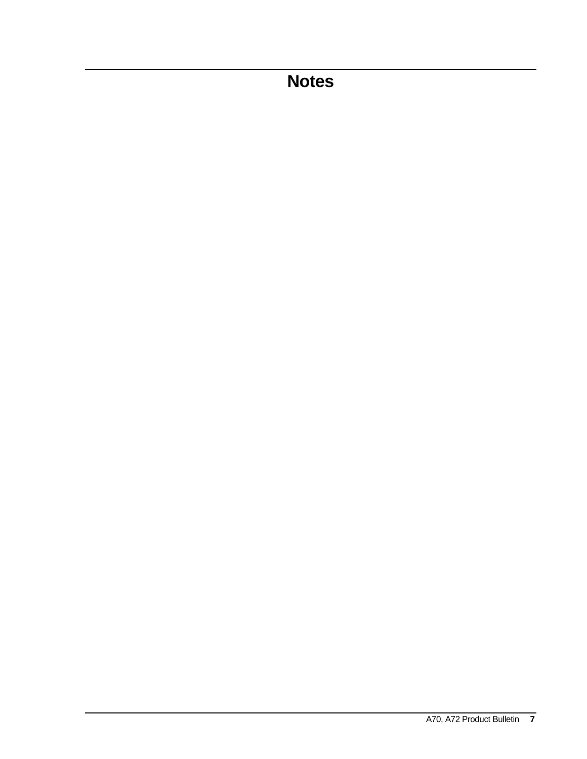# Notes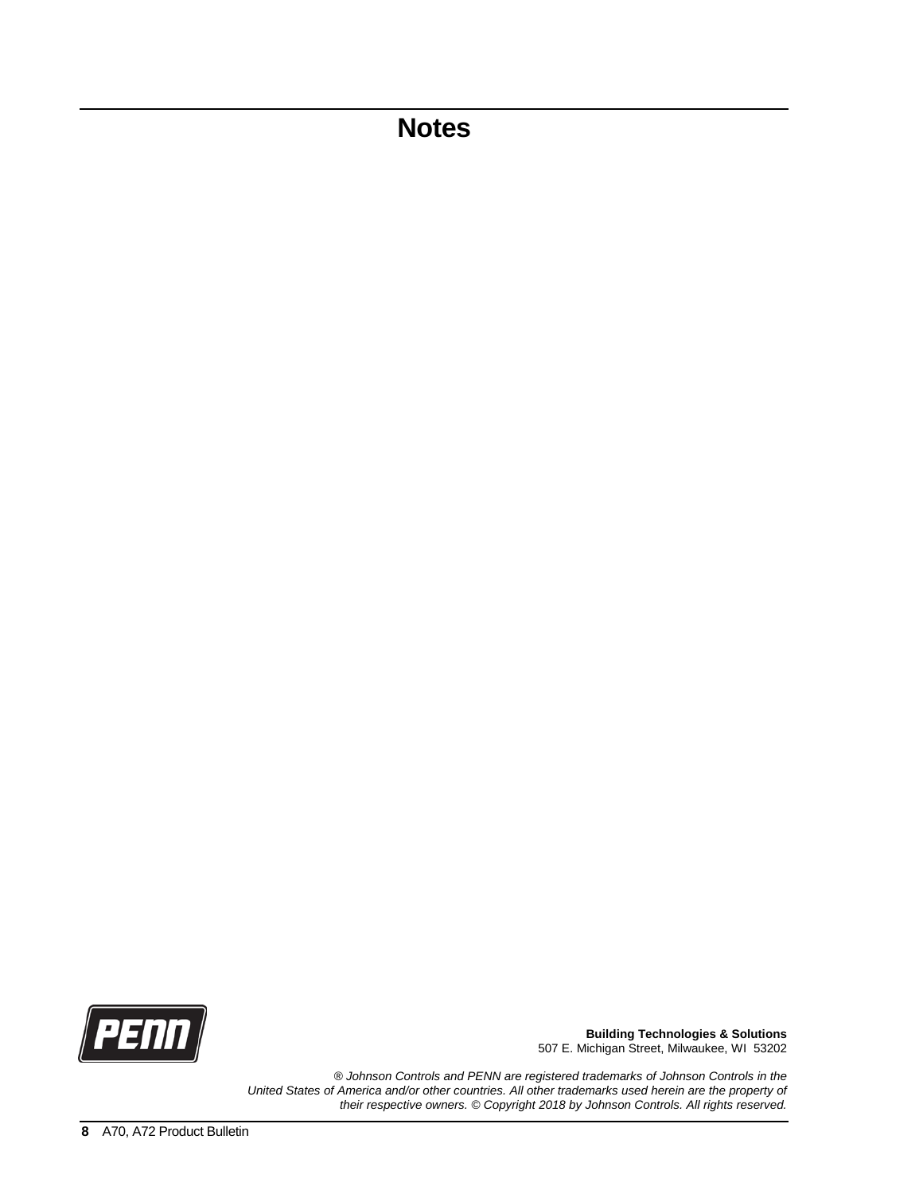# Notes

**Building Technologies & Solutions**
507 E. Michigan Street, Milwaukee, WI 53202

*® Johnson Controls and PENN are registered trademarks of Johnson Controls in the United States of America and/or other countries. All other trademarks used herein are the property of their respective owners. © Copyright 2018 by Johnson Controls. All rights reserved.*